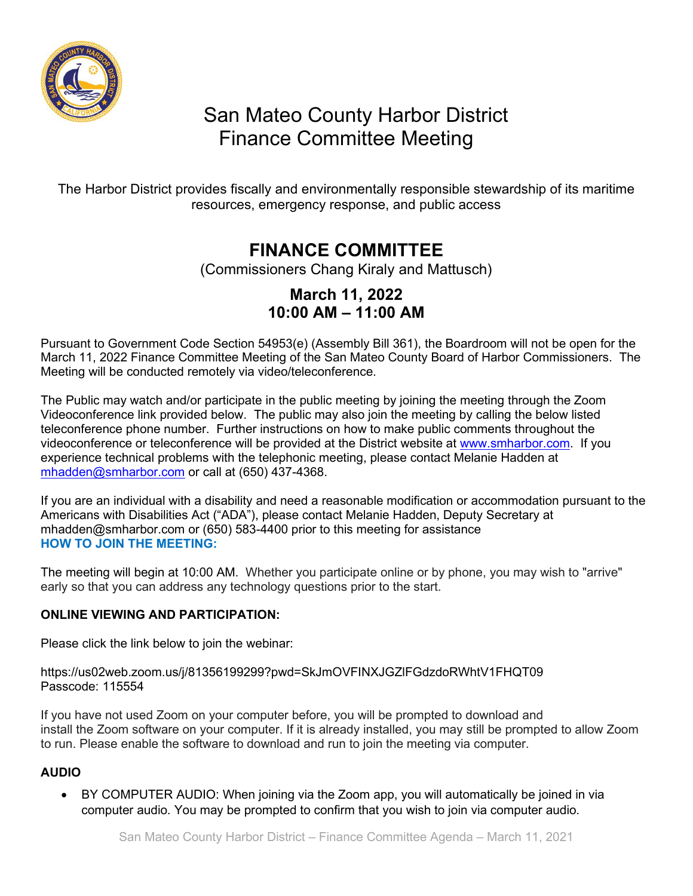# San Mateo County Harbor District
# Finance Committee Meeting

The Harbor District provides fiscally and environmentally responsible stewardship of its maritime resources, emergency response, and public access

## FINANCE COMMITTEE

(Commissioners Chang Kiraly and Mattusch)

### March 11, 2022
### 10:00 AM – 11:00 AM

Pursuant to Government Code Section 54953(e) (Assembly Bill 361), the Boardroom will not be open for the March 11, 2022 Finance Committee Meeting of the San Mateo County Board of Harbor Commissioners. The Meeting will be conducted remotely via video/teleconference.

The Public may watch and/or participate in the public meeting by joining the meeting through the Zoom Videoconference link provided below. The public may also join the meeting by calling the below listed teleconference phone number. Further instructions on how to make public comments throughout the videoconference or teleconference will be provided at the District website at www.smharbor.com. If you experience technical problems with the telephonic meeting, please contact Melanie Hadden at mhadden@smharbor.com or call at (650) 437-4368.

If you are an individual with a disability and need a reasonable modification or accommodation pursuant to the Americans with Disabilities Act ("ADA"), please contact Melanie Hadden, Deputy Secretary at mhadden@smharbor.com or (650) 583-4400 prior to this meeting for assistance

**HOW TO JOIN THE MEETING:**

The meeting will begin at 10:00 AM. Whether you participate online or by phone, you may wish to "arrive" early so that you can address any technology questions prior to the start.

**ONLINE VIEWING AND PARTICIPATION:**

Please click the link below to join the webinar:

https://us02web.zoom.us/j/81356199299?pwd=SkJmOVFINXJGZlFGdzdoRWhtV1FHQT09
Passcode: 115554

If you have not used Zoom on your computer before, you will be prompted to download and install the Zoom software on your computer. If it is already installed, you may still be prompted to allow Zoom to run. Please enable the software to download and run to join the meeting via computer.

**AUDIO**

- BY COMPUTER AUDIO: When joining via the Zoom app, you will automatically be joined in via computer audio. You may be prompted to confirm that you wish to join via computer audio.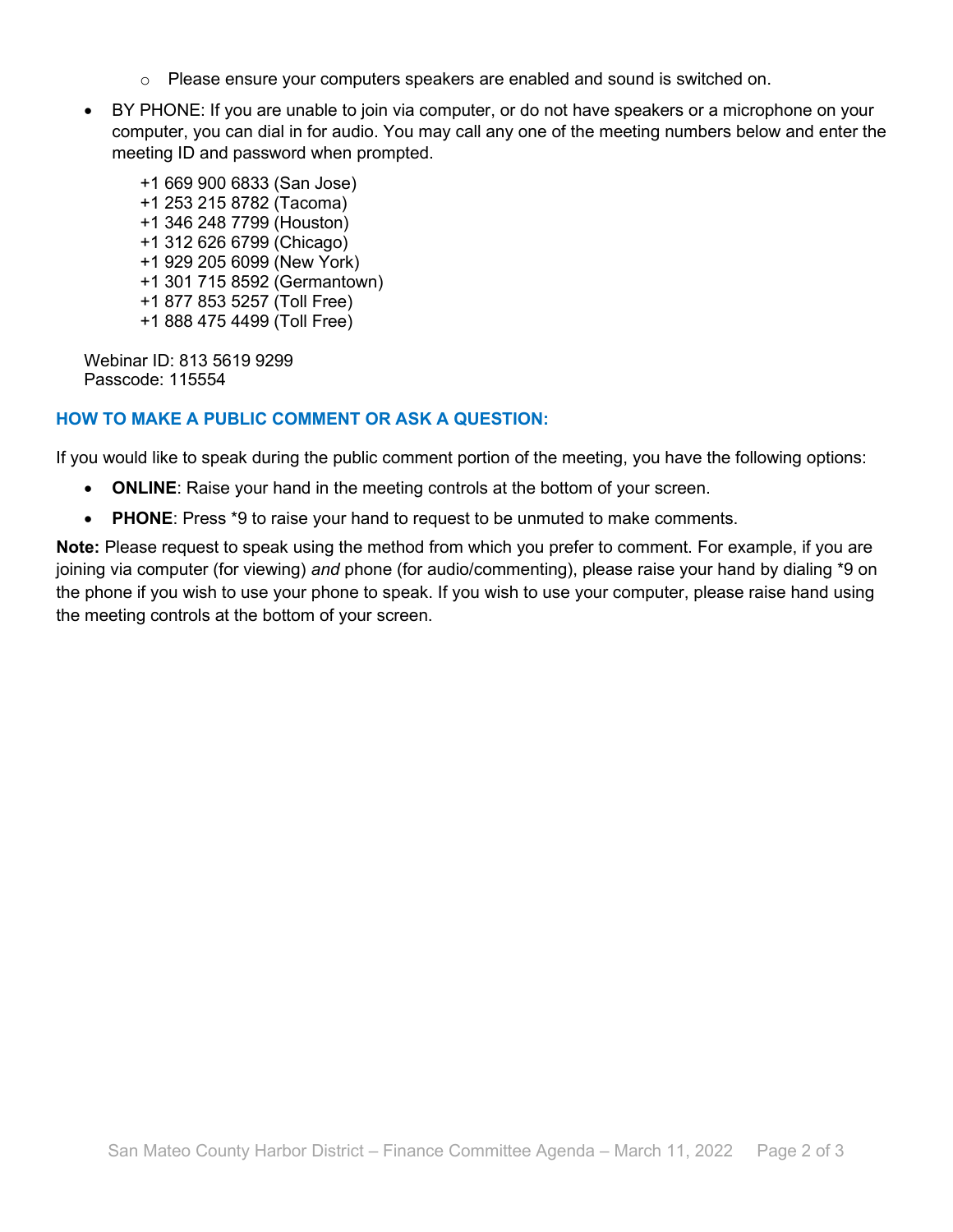- Please ensure your computers speakers are enabled and sound is switched on.

- BY PHONE: If you are unable to join via computer, or do not have speakers or a microphone on your computer, you can dial in for audio. You may call any one of the meeting numbers below and enter the meeting ID and password when prompted.

  +1 669 900 6833 (San Jose)
  +1 253 215 8782 (Tacoma)
  +1 346 248 7799 (Houston)
  +1 312 626 6799 (Chicago)
  +1 929 205 6099 (New York)
  +1 301 715 8592 (Germantown)
  +1 877 853 5257 (Toll Free)
  +1 888 475 4499 (Toll Free)

Webinar ID: 813 5619 9299
Passcode: 115554

## HOW TO MAKE A PUBLIC COMMENT OR ASK A QUESTION:

If you would like to speak during the public comment portion of the meeting, you have the following options:

- **ONLINE**: Raise your hand in the meeting controls at the bottom of your screen.
- **PHONE**: Press *9 to raise your hand to request to be unmuted to make comments.

**Note:** Please request to speak using the method from which you prefer to comment. For example, if you are joining via computer (for viewing) *and* phone (for audio/commenting), please raise your hand by dialing *9 on the phone if you wish to use your phone to speak. If you wish to use your computer, please raise hand using the meeting controls at the bottom of your screen.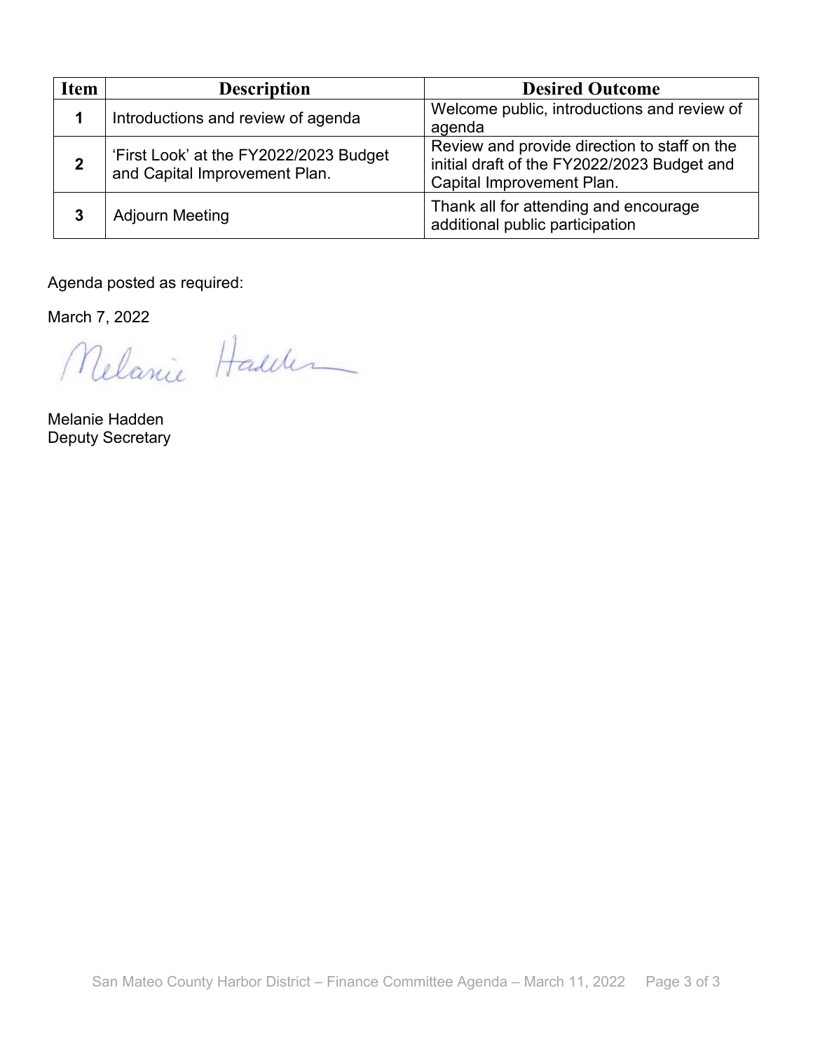| Item | Description | Desired Outcome |
| --- | --- | --- |
| 1 | Introductions and review of agenda | Welcome public, introductions and review of agenda |
| 2 | 'First Look' at the FY2022/2023 Budget and Capital Improvement Plan. | Review and provide direction to staff on the initial draft of the FY2022/2023 Budget and Capital Improvement Plan. |
| 3 | Adjourn Meeting | Thank all for attending and encourage additional public participation |

Agenda posted as required:

March 7, 2022

Melanie Hadden

Melanie Hadden
Deputy Secretary